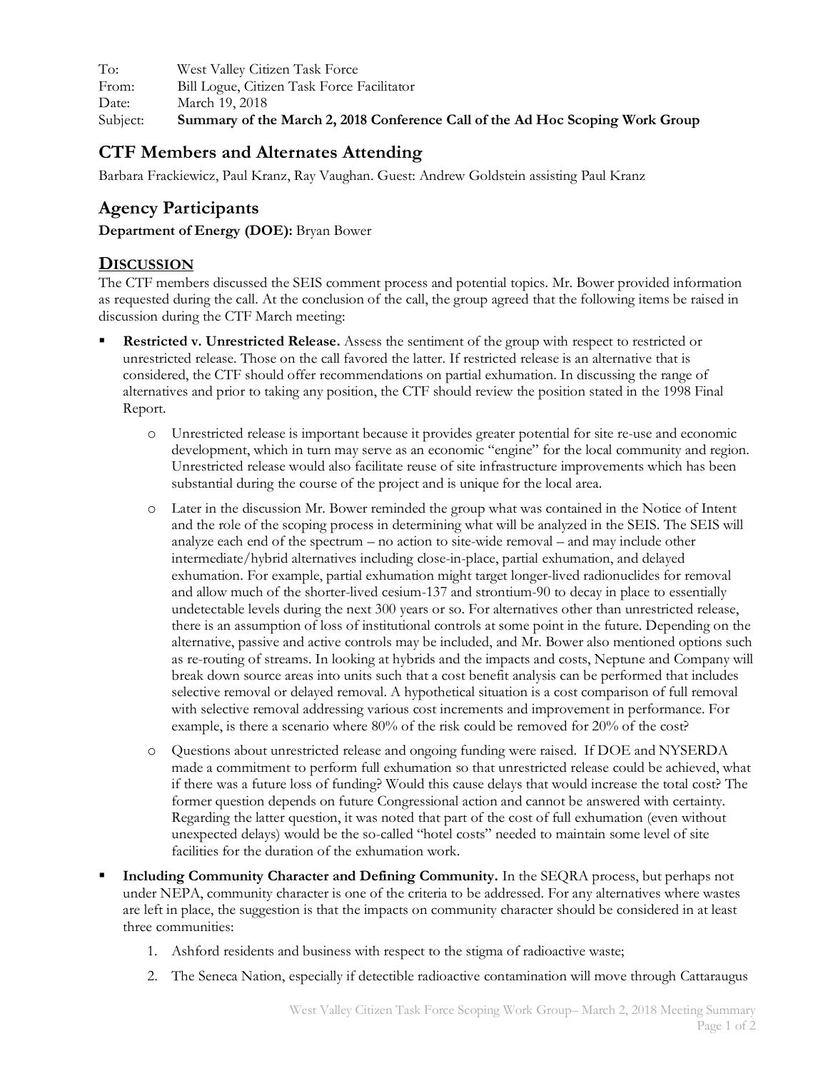To: West Valley Citizen Task Force
From: Bill Logue, Citizen Task Force Facilitator
Date: March 19, 2018
Subject: **Summary of the March 2, 2018 Conference Call of the Ad Hoc Scoping Work Group**

## CTF Members and Alternates Attending

Barbara Frackiewicz, Paul Kranz, Ray Vaughan. Guest: Andrew Goldstein assisting Paul Kranz

## Agency Participants

**Department of Energy (DOE):** Bryan Bower

## DISCUSSION

The CTF members discussed the SEIS comment process and potential topics. Mr. Bower provided information as requested during the call. At the conclusion of the call, the group agreed that the following items be raised in discussion during the CTF March meeting:

- **Restricted v. Unrestricted Release.** Assess the sentiment of the group with respect to restricted or unrestricted release. Those on the call favored the latter. If restricted release is an alternative that is considered, the CTF should offer recommendations on partial exhumation. In discussing the range of alternatives and prior to taking any position, the CTF should review the position stated in the 1998 Final Report.
    - Unrestricted release is important because it provides greater potential for site re-use and economic development, which in turn may serve as an economic "engine" for the local community and region. Unrestricted release would also facilitate reuse of site infrastructure improvements which has been substantial during the course of the project and is unique for the local area.
    - Later in the discussion Mr. Bower reminded the group what was contained in the Notice of Intent and the role of the scoping process in determining what will be analyzed in the SEIS. The SEIS will analyze each end of the spectrum – no action to site-wide removal – and may include other intermediate/hybrid alternatives including close-in-place, partial exhumation, and delayed exhumation. For example, partial exhumation might target longer-lived radionuclides for removal and allow much of the shorter-lived cesium-137 and strontium-90 to decay in place to essentially undetectable levels during the next 300 years or so. For alternatives other than unrestricted release, there is an assumption of loss of institutional controls at some point in the future. Depending on the alternative, passive and active controls may be included, and Mr. Bower also mentioned options such as re-routing of streams. In looking at hybrids and the impacts and costs, Neptune and Company will break down source areas into units such that a cost benefit analysis can be performed that includes selective removal or delayed removal. A hypothetical situation is a cost comparison of full removal with selective removal addressing various cost increments and improvement in performance. For example, is there a scenario where 80% of the risk could be removed for 20% of the cost?
    - Questions about unrestricted release and ongoing funding were raised. If DOE and NYSERDA made a commitment to perform full exhumation so that unrestricted release could be achieved, what if there was a future loss of funding? Would this cause delays that would increase the total cost? The former question depends on future Congressional action and cannot be answered with certainty. Regarding the latter question, it was noted that part of the cost of full exhumation (even without unexpected delays) would be the so-called "hotel costs" needed to maintain some level of site facilities for the duration of the exhumation work.
- **Including Community Character and Defining Community.** In the SEQRA process, but perhaps not under NEPA, community character is one of the criteria to be addressed. For any alternatives where wastes are left in place, the suggestion is that the impacts on community character should be considered in at least three communities:
    1. Ashford residents and business with respect to the stigma of radioactive waste;
    2. The Seneca Nation, especially if detectible radioactive contamination will move through Cattaraugus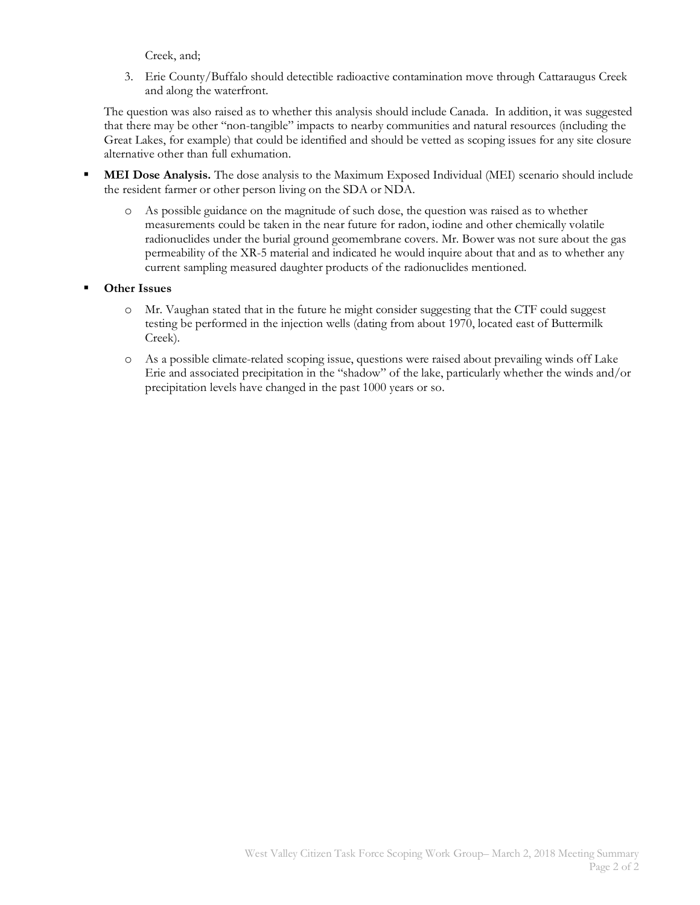Creek, and;

3. Erie County/Buffalo should detectible radioactive contamination move through Cattaraugus Creek and along the waterfront.

The question was also raised as to whether this analysis should include Canada. In addition, it was suggested that there may be other "non-tangible" impacts to nearby communities and natural resources (including the Great Lakes, for example) that could be identified and should be vetted as scoping issues for any site closure alternative other than full exhumation.

- **MEI Dose Analysis.** The dose analysis to the Maximum Exposed Individual (MEI) scenario should include the resident farmer or other person living on the SDA or NDA.
  - As possible guidance on the magnitude of such dose, the question was raised as to whether measurements could be taken in the near future for radon, iodine and other chemically volatile radionuclides under the burial ground geomembrane covers. Mr. Bower was not sure about the gas permeability of the XR-5 material and indicated he would inquire about that and as to whether any current sampling measured daughter products of the radionuclides mentioned.

- **Other Issues**
  - Mr. Vaughan stated that in the future he might consider suggesting that the CTF could suggest testing be performed in the injection wells (dating from about 1970, located east of Buttermilk Creek).
  - As a possible climate-related scoping issue, questions were raised about prevailing winds off Lake Erie and associated precipitation in the "shadow" of the lake, particularly whether the winds and/or precipitation levels have changed in the past 1000 years or so.